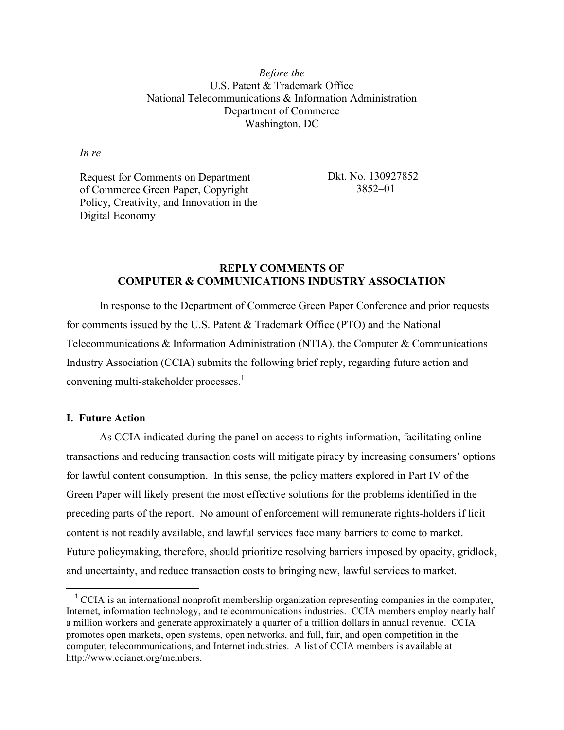*Before the*
U.S. Patent & Trademark Office
National Telecommunications & Information Administration
Department of Commerce
Washington, DC

| *In re* | |
|---|---|
| Request for Comments on Department of Commerce Green Paper, Copyright Policy, Creativity, and Innovation in the Digital Economy | Dkt. No. 130927852–3852–01 |

**REPLY COMMENTS OF**
**COMPUTER & COMMUNICATIONS INDUSTRY ASSOCIATION**

In response to the Department of Commerce Green Paper Conference and prior requests for comments issued by the U.S. Patent & Trademark Office (PTO) and the National Telecommunications & Information Administration (NTIA), the Computer & Communications Industry Association (CCIA) submits the following brief reply, regarding future action and convening multi-stakeholder processes.[1]

## I. Future Action

As CCIA indicated during the panel on access to rights information, facilitating online transactions and reducing transaction costs will mitigate piracy by increasing consumers' options for lawful content consumption. In this sense, the policy matters explored in Part IV of the Green Paper will likely present the most effective solutions for the problems identified in the preceding parts of the report. No amount of enforcement will remunerate rights-holders if licit content is not readily available, and lawful services face many barriers to come to market. Future policymaking, therefore, should prioritize resolving barriers imposed by opacity, gridlock, and uncertainty, and reduce transaction costs to bringing new, lawful services to market.

[1] CCIA is an international nonprofit membership organization representing companies in the computer, Internet, information technology, and telecommunications industries. CCIA members employ nearly half a million workers and generate approximately a quarter of a trillion dollars in annual revenue. CCIA promotes open markets, open systems, open networks, and full, fair, and open competition in the computer, telecommunications, and Internet industries. A list of CCIA members is available at http://www.ccianet.org/members.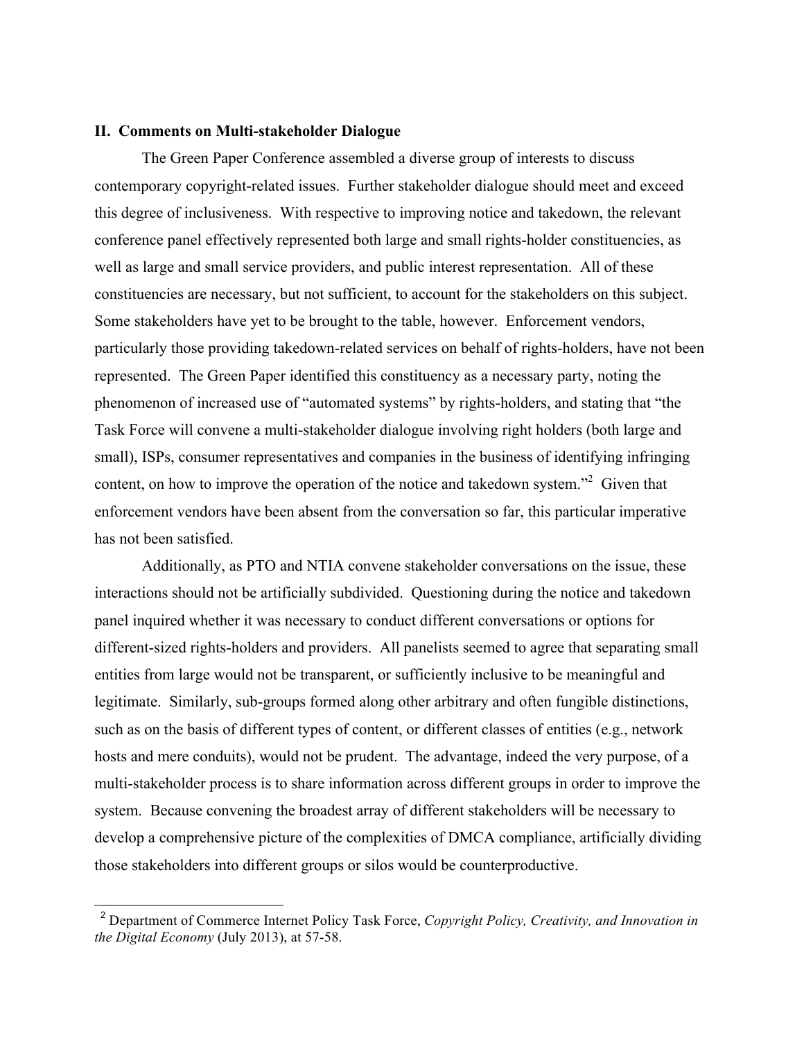## II. Comments on Multi-stakeholder Dialogue

The Green Paper Conference assembled a diverse group of interests to discuss contemporary copyright-related issues. Further stakeholder dialogue should meet and exceed this degree of inclusiveness. With respective to improving notice and takedown, the relevant conference panel effectively represented both large and small rights-holder constituencies, as well as large and small service providers, and public interest representation. All of these constituencies are necessary, but not sufficient, to account for the stakeholders on this subject. Some stakeholders have yet to be brought to the table, however. Enforcement vendors, particularly those providing takedown-related services on behalf of rights-holders, have not been represented. The Green Paper identified this constituency as a necessary party, noting the phenomenon of increased use of "automated systems" by rights-holders, and stating that "the Task Force will convene a multi-stakeholder dialogue involving right holders (both large and small), ISPs, consumer representatives and companies in the business of identifying infringing content, on how to improve the operation of the notice and takedown system."[2] Given that enforcement vendors have been absent from the conversation so far, this particular imperative has not been satisfied.

Additionally, as PTO and NTIA convene stakeholder conversations on the issue, these interactions should not be artificially subdivided. Questioning during the notice and takedown panel inquired whether it was necessary to conduct different conversations or options for different-sized rights-holders and providers. All panelists seemed to agree that separating small entities from large would not be transparent, or sufficiently inclusive to be meaningful and legitimate. Similarly, sub-groups formed along other arbitrary and often fungible distinctions, such as on the basis of different types of content, or different classes of entities (e.g., network hosts and mere conduits), would not be prudent. The advantage, indeed the very purpose, of a multi-stakeholder process is to share information across different groups in order to improve the system. Because convening the broadest array of different stakeholders will be necessary to develop a comprehensive picture of the complexities of DMCA compliance, artificially dividing those stakeholders into different groups or silos would be counterproductive.

---

[2] Department of Commerce Internet Policy Task Force, *Copyright Policy, Creativity, and Innovation in the Digital Economy* (July 2013), at 57-58.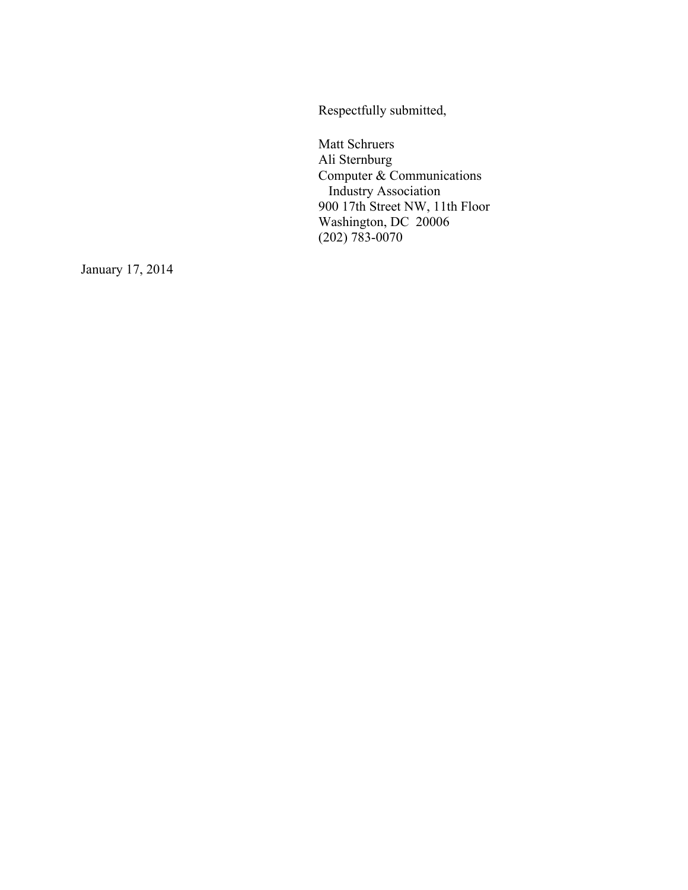Respectfully submitted,

Matt Schruers
Ali Sternburg
Computer & Communications
Industry Association
900 17th Street NW, 11th Floor
Washington, DC 20006
(202) 783-0070

January 17, 2014